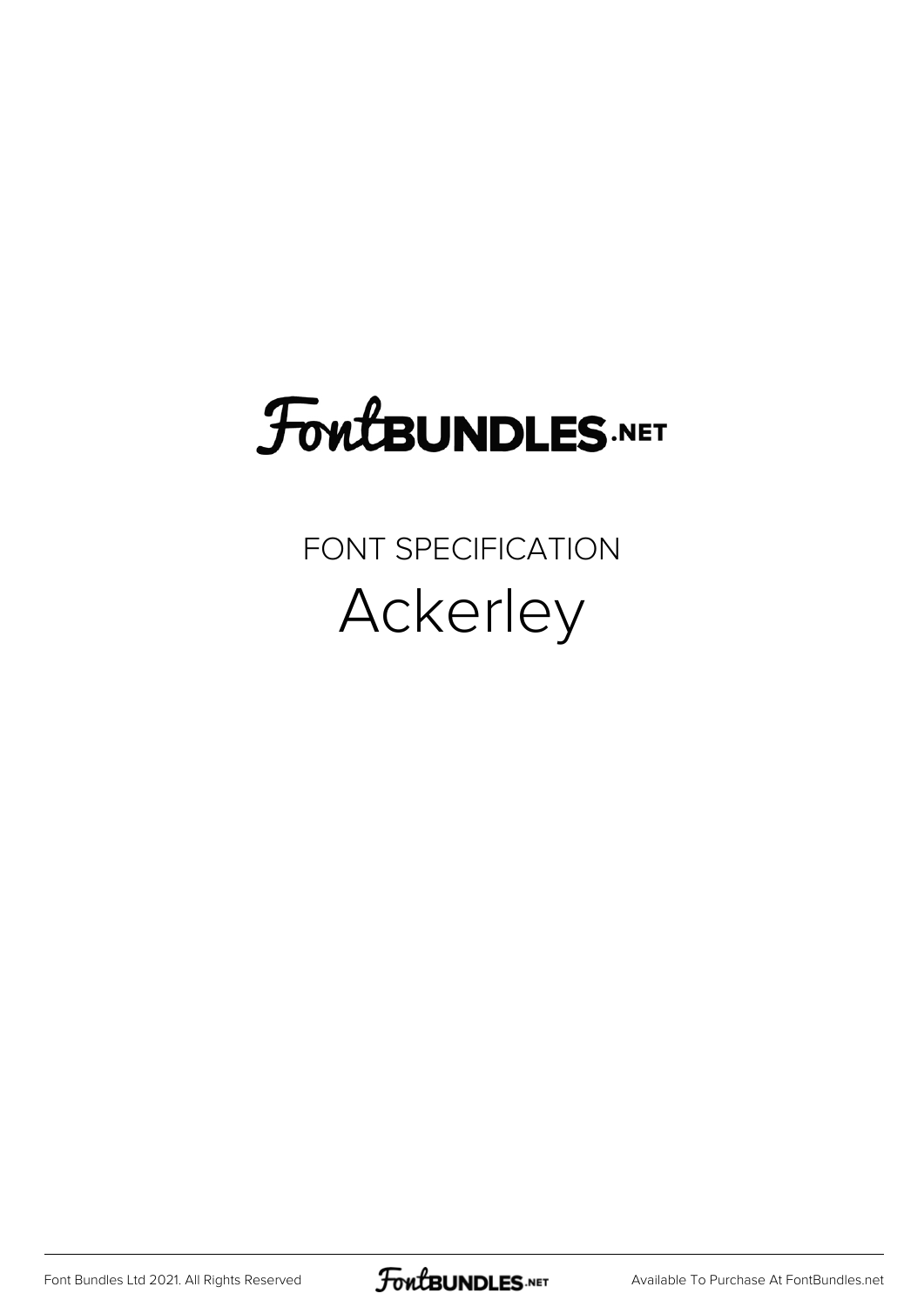# FontBUNDLES.NET

FONT SPECIFICATION

## Ackerley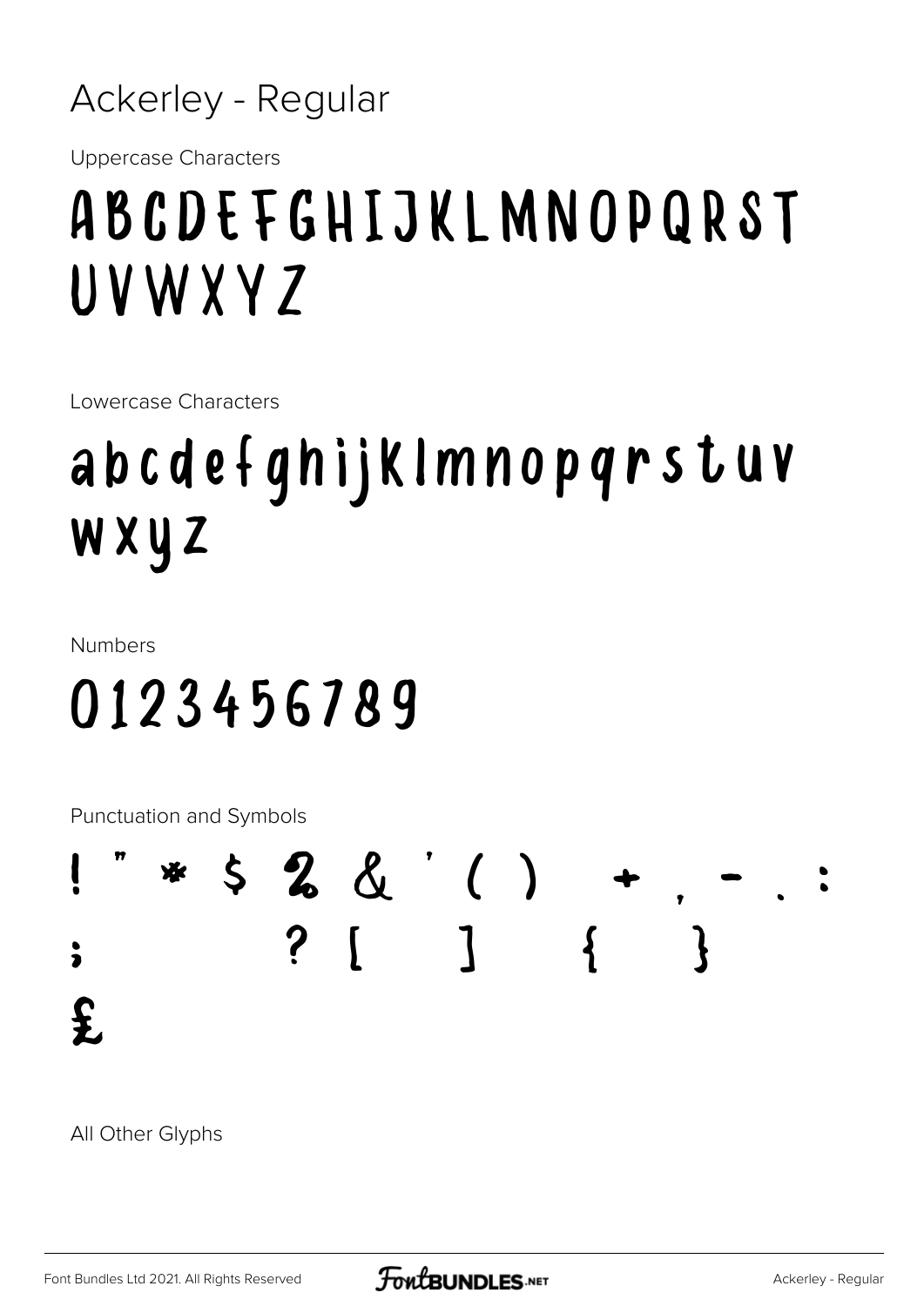# Ackerley - Regular

Uppercase Characters

## ABCDEFGHIJKLMNOPQRST UVWXYZ

Lowercase Characters

## abcdefghijklmnopqrstuv wxyz

Numbers

## 0123456789

Punctuation and Symbols

## ! " * $ % & ' ( ) + , - . : ; ? [ ] { } £

All Other Glyphs